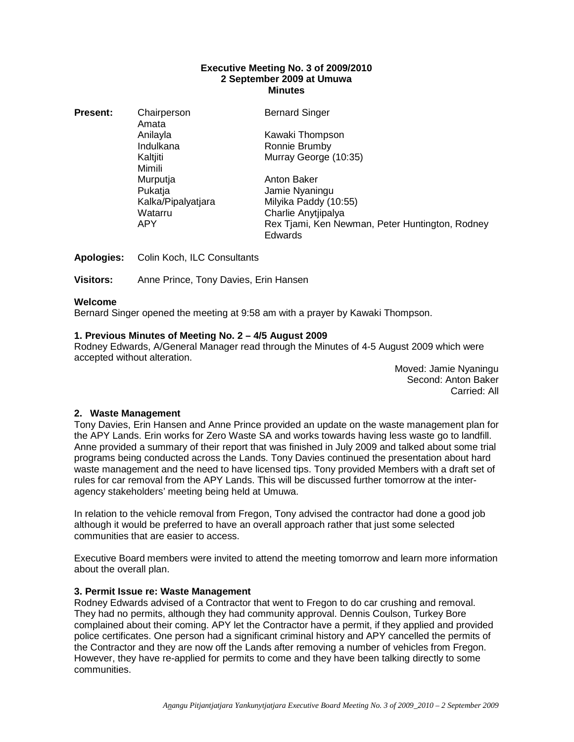**Executive Meeting No. 3 of 2009/2010**
**2 September 2009 at Umuwa**
**Minutes**

| | | |
|---|---|---|
| **Present:** | Chairperson | Bernard Singer |
| | Amata | |
| | Anilayla | Kawaki Thompson |
| | Indulkana | Ronnie Brumby |
| | Kaltjiti | Murray George (10:35) |
| | Mimili | |
| | Murputja | Anton Baker |
| | Pukatja | Jamie Nyaningu |
| | Kalka/Pipalyatjara | Milyika Paddy (10:55) |
| | Watarru | Charlie Anytjipalya |
| | APY | Rex Tjami, Ken Newman, Peter Huntington, Rodney Edwards |

**Apologies:** Colin Koch, ILC Consultants

**Visitors:** Anne Prince, Tony Davies, Erin Hansen

**Welcome**

Bernard Singer opened the meeting at 9:58 am with a prayer by Kawaki Thompson.

**1. Previous Minutes of Meeting No. 2 – 4/5 August 2009**

Rodney Edwards, A/General Manager read through the Minutes of 4-5 August 2009 which were accepted without alteration.

Moved: Jamie Nyaningu
Second: Anton Baker
Carried: All

**2. Waste Management**

Tony Davies, Erin Hansen and Anne Prince provided an update on the waste management plan for the APY Lands. Erin works for Zero Waste SA and works towards having less waste go to landfill. Anne provided a summary of their report that was finished in July 2009 and talked about some trial programs being conducted across the Lands. Tony Davies continued the presentation about hard waste management and the need to have licensed tips. Tony provided Members with a draft set of rules for car removal from the APY Lands. This will be discussed further tomorrow at the inter-agency stakeholders' meeting being held at Umuwa.

In relation to the vehicle removal from Fregon, Tony advised the contractor had done a good job although it would be preferred to have an overall approach rather that just some selected communities that are easier to access.

Executive Board members were invited to attend the meeting tomorrow and learn more information about the overall plan.

**3. Permit Issue re: Waste Management**

Rodney Edwards advised of a Contractor that went to Fregon to do car crushing and removal. They had no permits, although they had community approval. Dennis Coulson, Turkey Bore complained about their coming. APY let the Contractor have a permit, if they applied and provided police certificates. One person had a significant criminal history and APY cancelled the permits of the Contractor and they are now off the Lands after removing a number of vehicles from Fregon. However, they have re-applied for permits to come and they have been talking directly to some communities.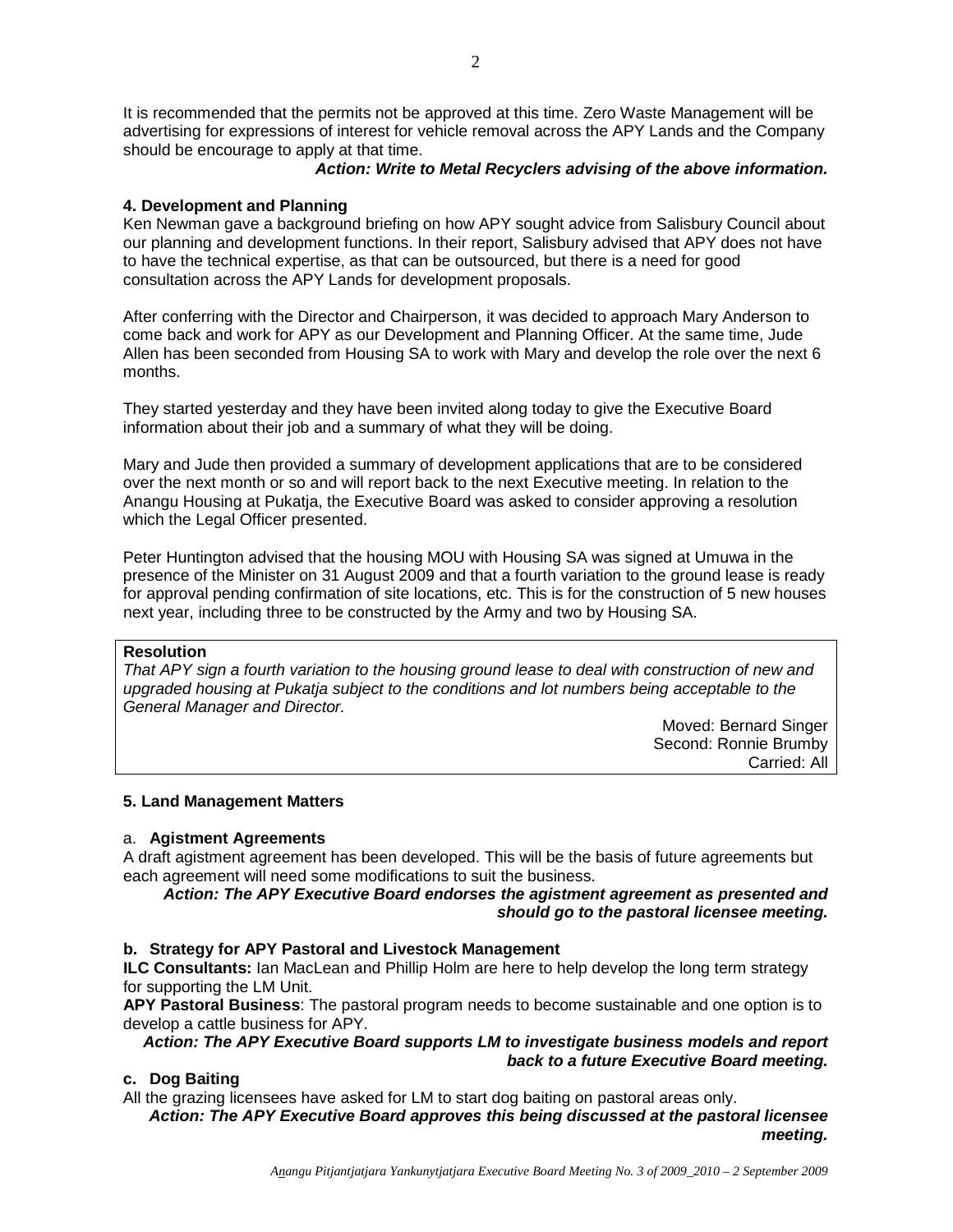It is recommended that the permits not be approved at this time. Zero Waste Management will be advertising for expressions of interest for vehicle removal across the APY Lands and the Company should be encourage to apply at that time.

***Action: Write to Metal Recyclers advising of the above information.***

**4. Development and Planning**

Ken Newman gave a background briefing on how APY sought advice from Salisbury Council about our planning and development functions. In their report, Salisbury advised that APY does not have to have the technical expertise, as that can be outsourced, but there is a need for good consultation across the APY Lands for development proposals.

After conferring with the Director and Chairperson, it was decided to approach Mary Anderson to come back and work for APY as our Development and Planning Officer. At the same time, Jude Allen has been seconded from Housing SA to work with Mary and develop the role over the next 6 months.

They started yesterday and they have been invited along today to give the Executive Board information about their job and a summary of what they will be doing.

Mary and Jude then provided a summary of development applications that are to be considered over the next month or so and will report back to the next Executive meeting. In relation to the Anangu Housing at Pukatja, the Executive Board was asked to consider approving a resolution which the Legal Officer presented.

Peter Huntington advised that the housing MOU with Housing SA was signed at Umuwa in the presence of the Minister on 31 August 2009 and that a fourth variation to the ground lease is ready for approval pending confirmation of site locations, etc. This is for the construction of 5 new houses next year, including three to be constructed by the Army and two by Housing SA.

**Resolution**

*That APY sign a fourth variation to the housing ground lease to deal with construction of new and upgraded housing at Pukatja subject to the conditions and lot numbers being acceptable to the General Manager and Director.*

Moved: Bernard Singer
Second: Ronnie Brumby
Carried: All

**5. Land Management Matters**

a. **Agistment Agreements**

A draft agistment agreement has been developed. This will be the basis of future agreements but each agreement will need some modifications to suit the business.

***Action: The APY Executive Board endorses the agistment agreement as presented and should go to the pastoral licensee meeting.***

**b. Strategy for APY Pastoral and Livestock Management**

**ILC Consultants:** Ian MacLean and Phillip Holm are here to help develop the long term strategy for supporting the LM Unit.

**APY Pastoral Business**: The pastoral program needs to become sustainable and one option is to develop a cattle business for APY.

***Action: The APY Executive Board supports LM to investigate business models and report back to a future Executive Board meeting.***

**c. Dog Baiting**

All the grazing licensees have asked for LM to start dog baiting on pastoral areas only.

***Action: The APY Executive Board approves this being discussed at the pastoral licensee meeting.***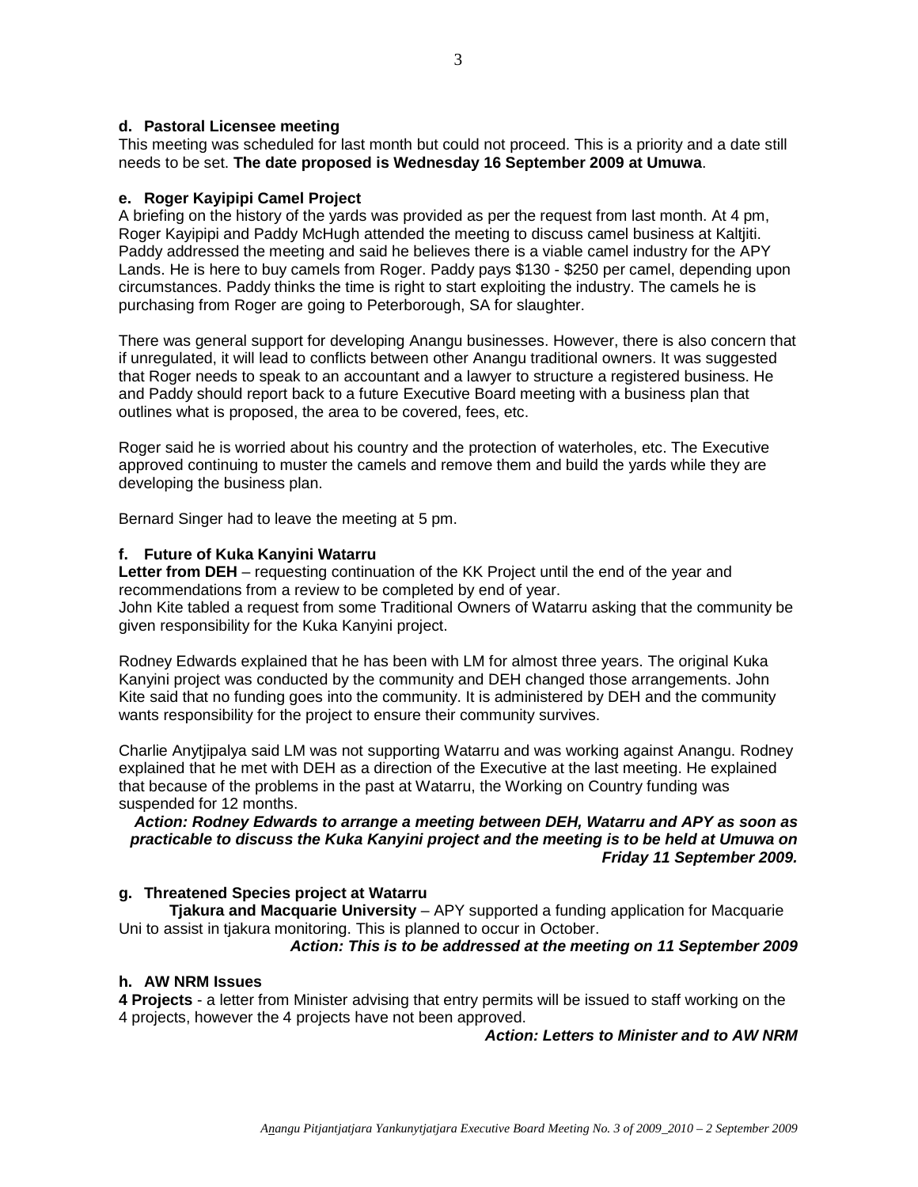**d. Pastoral Licensee meeting**

This meeting was scheduled for last month but could not proceed. This is a priority and a date still needs to be set. **The date proposed is Wednesday 16 September 2009 at Umuwa**.

**e. Roger Kayipipi Camel Project**

A briefing on the history of the yards was provided as per the request from last month. At 4 pm, Roger Kayipipi and Paddy McHugh attended the meeting to discuss camel business at Kaltjiti. Paddy addressed the meeting and said he believes there is a viable camel industry for the APY Lands. He is here to buy camels from Roger. Paddy pays $130 - $250 per camel, depending upon circumstances. Paddy thinks the time is right to start exploiting the industry. The camels he is purchasing from Roger are going to Peterborough, SA for slaughter.

There was general support for developing Anangu businesses. However, there is also concern that if unregulated, it will lead to conflicts between other Anangu traditional owners. It was suggested that Roger needs to speak to an accountant and a lawyer to structure a registered business. He and Paddy should report back to a future Executive Board meeting with a business plan that outlines what is proposed, the area to be covered, fees, etc.

Roger said he is worried about his country and the protection of waterholes, etc. The Executive approved continuing to muster the camels and remove them and build the yards while they are developing the business plan.

Bernard Singer had to leave the meeting at 5 pm.

**f. Future of Kuka Kanyini Watarru**

**Letter from DEH** – requesting continuation of the KK Project until the end of the year and recommendations from a review to be completed by end of year.
John Kite tabled a request from some Traditional Owners of Watarru asking that the community be given responsibility for the Kuka Kanyini project.

Rodney Edwards explained that he has been with LM for almost three years. The original Kuka Kanyini project was conducted by the community and DEH changed those arrangements. John Kite said that no funding goes into the community. It is administered by DEH and the community wants responsibility for the project to ensure their community survives.

Charlie Anytjipalya said LM was not supporting Watarru and was working against Anangu. Rodney explained that he met with DEH as a direction of the Executive at the last meeting. He explained that because of the problems in the past at Watarru, the Working on Country funding was suspended for 12 months.

***Action: Rodney Edwards to arrange a meeting between DEH, Watarru and APY as soon as practicable to discuss the Kuka Kanyini project and the meeting is to be held at Umuwa on Friday 11 September 2009.***

**g. Threatened Species project at Watarru**

**Tjakura and Macquarie University** – APY supported a funding application for Macquarie Uni to assist in tjakura monitoring. This is planned to occur in October.

***Action: This is to be addressed at the meeting on 11 September 2009***

**h. AW NRM Issues**

**4 Projects** - a letter from Minister advising that entry permits will be issued to staff working on the 4 projects, however the 4 projects have not been approved.

***Action: Letters to Minister and to AW NRM***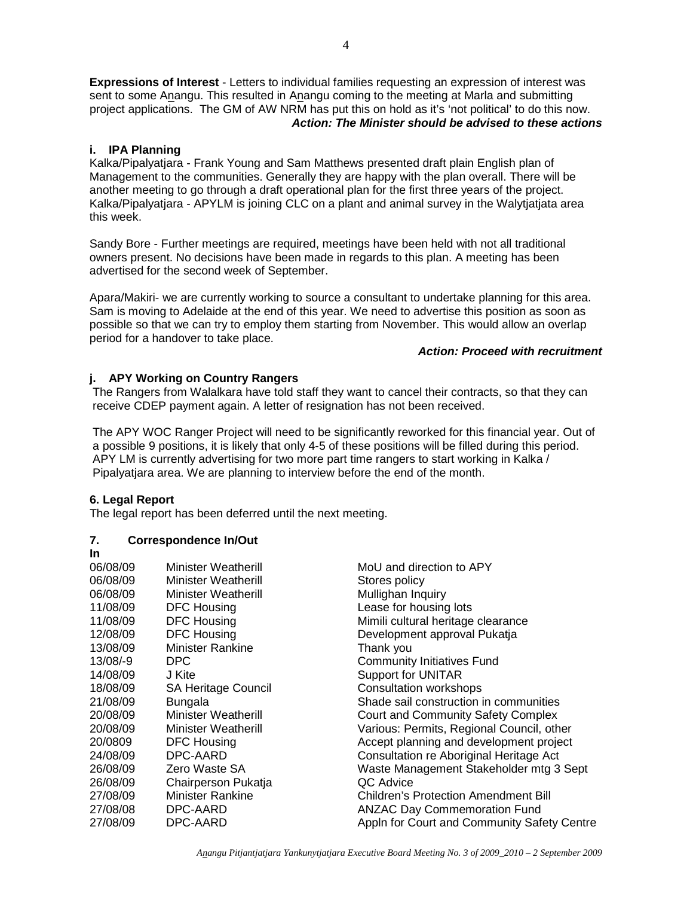**Expressions of Interest** - Letters to individual families requesting an expression of interest was sent to some Anangu. This resulted in Anangu coming to the meeting at Marla and submitting project applications. The GM of AW NRM has put this on hold as it's 'not political' to do this now.

***Action: The Minister should be advised to these actions***

### i. IPA Planning

Kalka/Pipalyatjara - Frank Young and Sam Matthews presented draft plain English plan of Management to the communities. Generally they are happy with the plan overall. There will be another meeting to go through a draft operational plan for the first three years of the project. Kalka/Pipalyatjara - APYLM is joining CLC on a plant and animal survey in the Walytjatjata area this week.

Sandy Bore - Further meetings are required, meetings have been held with not all traditional owners present. No decisions have been made in regards to this plan. A meeting has been advertised for the second week of September.

Apara/Makiri- we are currently working to source a consultant to undertake planning for this area. Sam is moving to Adelaide at the end of this year. We need to advertise this position as soon as possible so that we can try to employ them starting from November. This would allow an overlap period for a handover to take place.

***Action: Proceed with recruitment***

### j. APY Working on Country Rangers

The Rangers from Walalkara have told staff they want to cancel their contracts, so that they can receive CDEP payment again. A letter of resignation has not been received.

The APY WOC Ranger Project will need to be significantly reworked for this financial year. Out of a possible 9 positions, it is likely that only 4-5 of these positions will be filled during this period. APY LM is currently advertising for two more part time rangers to start working in Kalka / Pipalyatjara area. We are planning to interview before the end of the month.

## 6. Legal Report

The legal report has been deferred until the next meeting.

## 7. Correspondence In/Out

**In**

| | | |
|---|---|---|
| 06/08/09 | Minister Weatherill | MoU and direction to APY |
| 06/08/09 | Minister Weatherill | Stores policy |
| 06/08/09 | Minister Weatherill | Mullighan Inquiry |
| 11/08/09 | DFC Housing | Lease for housing lots |
| 11/08/09 | DFC Housing | Mimili cultural heritage clearance |
| 12/08/09 | DFC Housing | Development approval Pukatja |
| 13/08/09 | Minister Rankine | Thank you |
| 13/08/-9 | DPC | Community Initiatives Fund |
| 14/08/09 | J Kite | Support for UNITAR |
| 18/08/09 | SA Heritage Council | Consultation workshops |
| 21/08/09 | Bungala | Shade sail construction in communities |
| 20/08/09 | Minister Weatherill | Court and Community Safety Complex |
| 20/08/09 | Minister Weatherill | Various: Permits, Regional Council, other |
| 20/0809 | DFC Housing | Accept planning and development project |
| 24/08/09 | DPC-AARD | Consultation re Aboriginal Heritage Act |
| 26/08/09 | Zero Waste SA | Waste Management Stakeholder mtg 3 Sept |
| 26/08/09 | Chairperson Pukatja | QC Advice |
| 27/08/09 | Minister Rankine | Children's Protection Amendment Bill |
| 27/08/08 | DPC-AARD | ANZAC Day Commemoration Fund |
| 27/08/09 | DPC-AARD | Appln for Court and Community Safety Centre |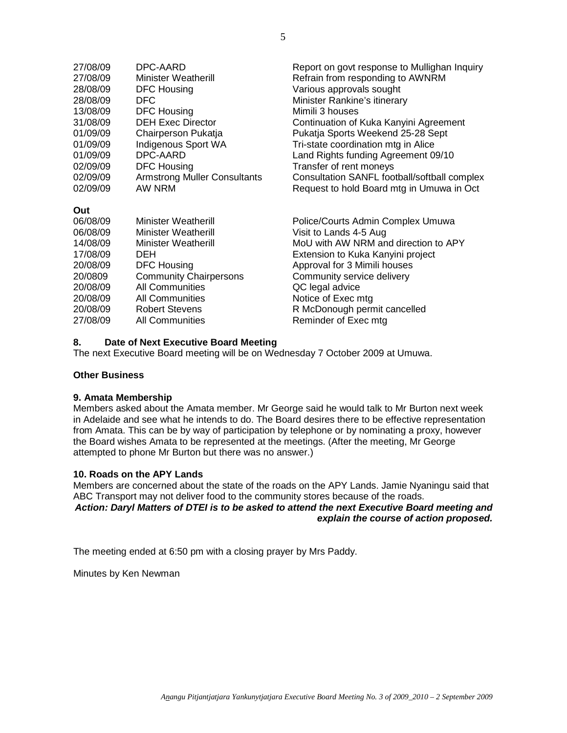| | | |
|---|---|---|
| 27/08/09 | DPC-AARD | Report on govt response to Mullighan Inquiry |
| 27/08/09 | Minister Weatherill | Refrain from responding to AWNRM |
| 28/08/09 | DFC Housing | Various approvals sought |
| 28/08/09 | DFC | Minister Rankine's itinerary |
| 13/08/09 | DFC Housing | Mimili 3 houses |
| 31/08/09 | DEH Exec Director | Continuation of Kuka Kanyini Agreement |
| 01/09/09 | Chairperson Pukatja | Pukatja Sports Weekend 25-28 Sept |
| 01/09/09 | Indigenous Sport WA | Tri-state coordination mtg in Alice |
| 01/09/09 | DPC-AARD | Land Rights funding Agreement 09/10 |
| 02/09/09 | DFC Housing | Transfer of rent moneys |
| 02/09/09 | Armstrong Muller Consultants | Consultation SANFL football/softball complex |
| 02/09/09 | AW NRM | Request to hold Board mtg in Umuwa in Oct |

**Out**

| | | |
|---|---|---|
| 06/08/09 | Minister Weatherill | Police/Courts Admin Complex Umuwa |
| 06/08/09 | Minister Weatherill | Visit to Lands 4-5 Aug |
| 14/08/09 | Minister Weatherill | MoU with AW NRM and direction to APY |
| 17/08/09 | DEH | Extension to Kuka Kanyini project |
| 20/08/09 | DFC Housing | Approval for 3 Mimili houses |
| 20/0809 | Community Chairpersons | Community service delivery |
| 20/08/09 | All Communities | QC legal advice |
| 20/08/09 | All Communities | Notice of Exec mtg |
| 20/08/09 | Robert Stevens | R McDonough permit cancelled |
| 27/08/09 | All Communities | Reminder of Exec mtg |

## 8. Date of Next Executive Board Meeting

The next Executive Board meeting will be on Wednesday 7 October 2009 at Umuwa.

**Other Business**

### 9. Amata Membership

Members asked about the Amata member. Mr George said he would talk to Mr Burton next week in Adelaide and see what he intends to do. The Board desires there to be effective representation from Amata. This can be by way of participation by telephone or by nominating a proxy, however the Board wishes Amata to be represented at the meetings. (After the meeting, Mr George attempted to phone Mr Burton but there was no answer.)

### 10. Roads on the APY Lands

Members are concerned about the state of the roads on the APY Lands. Jamie Nyaningu said that ABC Transport may not deliver food to the community stores because of the roads.

***Action: Daryl Matters of DTEI is to be asked to attend the next Executive Board meeting and explain the course of action proposed.***

The meeting ended at 6:50 pm with a closing prayer by Mrs Paddy.

Minutes by Ken Newman